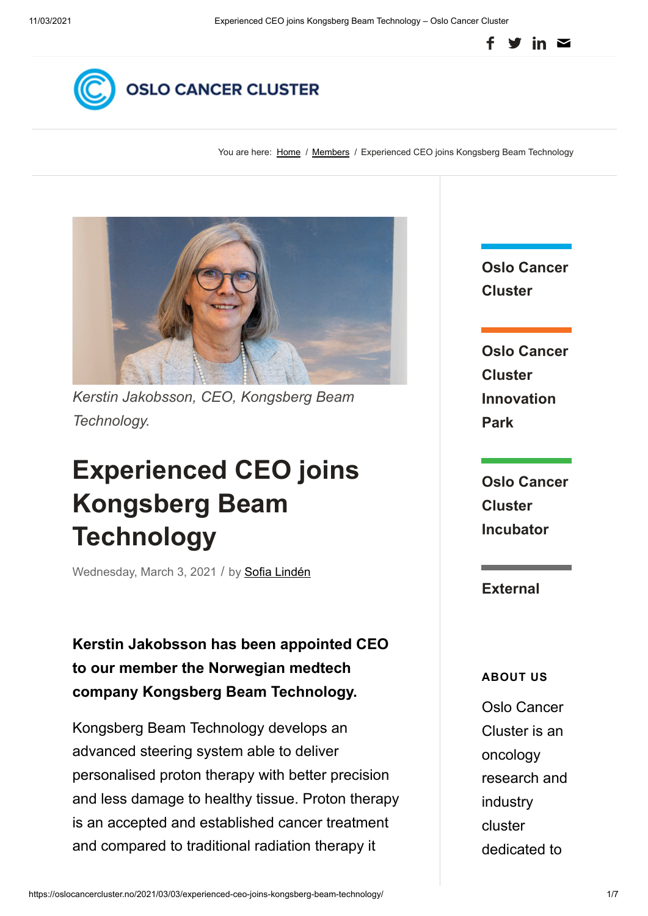You are here: Home / Members / Experienced CEO joins Kongsberg Beam Technology

*Kerstin Jakobsson, CEO, Kongsberg Beam Technology.*

# Experienced CEO joins Kongsberg Beam Technology

Wednesday, March 3, 2021 / by Sofia Lindén

**Kerstin Jakobsson has been appointed CEO to our member the Norwegian medtech company Kongsberg Beam Technology.**

Kongsberg Beam Technology develops an advanced steering system able to deliver personalised proton therapy with better precision and less damage to healthy tissue. Proton therapy is an accepted and established cancer treatment and compared to traditional radiation therapy it

Oslo Cancer Cluster

Oslo Cancer Cluster Innovation Park

Oslo Cancer Cluster Incubator

External

**ABOUT US**

Oslo Cancer Cluster is an oncology research and industry cluster dedicated to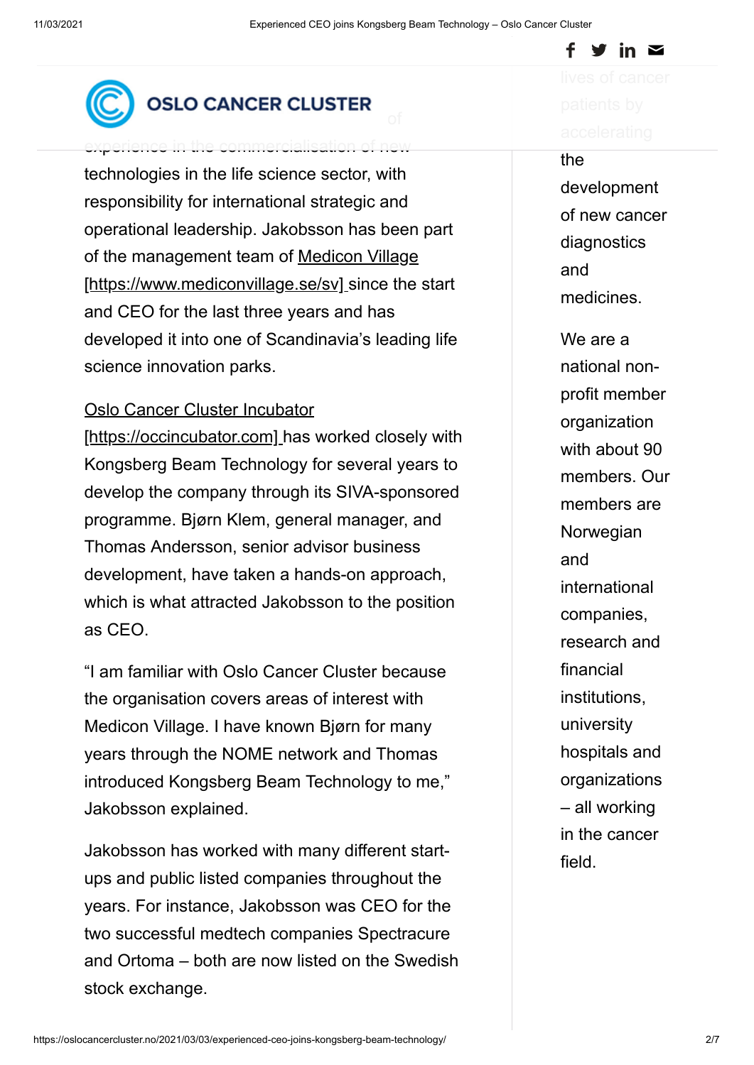experience in the commercialisation of new technologies in the life science sector, with responsibility for international strategic and operational leadership. Jakobsson has been part of the management team of Medicon Village [https://www.mediconvillage.se/sv] since the start and CEO for the last three years and has developed it into one of Scandinavia's leading life science innovation parks.

Oslo Cancer Cluster Incubator [https://occincubator.com] has worked closely with Kongsberg Beam Technology for several years to develop the company through its SIVA-sponsored programme. Bjørn Klem, general manager, and Thomas Andersson, senior advisor business development, have taken a hands-on approach, which is what attracted Jakobsson to the position as CEO.

"I am familiar with Oslo Cancer Cluster because the organisation covers areas of interest with Medicon Village. I have known Bjørn for many years through the NOME network and Thomas introduced Kongsberg Beam Technology to me," Jakobsson explained.

Jakobsson has worked with many different start-ups and public listed companies throughout the years. For instance, Jakobsson was CEO for the two successful medtech companies Spectracure and Ortoma – both are now listed on the Swedish stock exchange.

lives of cancer patients by accelerating the development of new cancer diagnostics and medicines.

We are a national non-profit member organization with about 90 members. Our members are Norwegian and international companies, research and financial institutions, university hospitals and organizations – all working in the cancer field.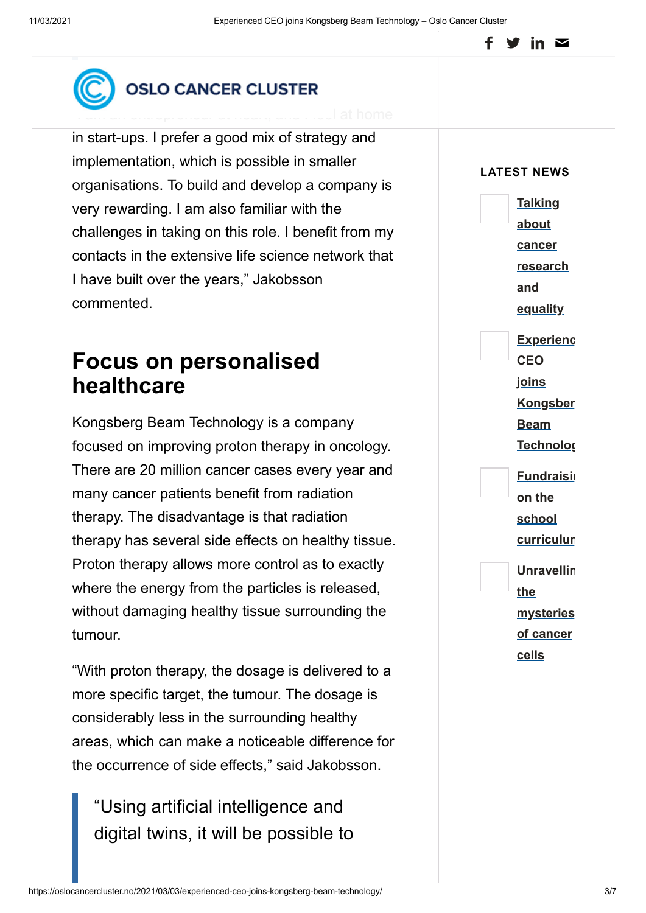in start-ups. I prefer a good mix of strategy and implementation, which is possible in smaller organisations. To build and develop a company is very rewarding. I am also familiar with the challenges in taking on this role. I benefit from my contacts in the extensive life science network that I have built over the years," Jakobsson commented.

## Focus on personalised healthcare

Kongsberg Beam Technology is a company focused on improving proton therapy in oncology. There are 20 million cancer cases every year and many cancer patients benefit from radiation therapy. The disadvantage is that radiation therapy has several side effects on healthy tissue. Proton therapy allows more control as to exactly where the energy from the particles is released, without damaging healthy tissue surrounding the tumour.

"With proton therapy, the dosage is delivered to a more specific target, the tumour. The dosage is considerably less in the surrounding healthy areas, which can make a noticeable difference for the occurrence of side effects," said Jakobsson.

> "Using artificial intelligence and digital twins, it will be possible to

**LATEST NEWS**

- Talking about cancer research and equality
- Experienced CEO joins Kongsberg Beam Technology
- Fundraising on the school curriculum
- Unravelling the mysteries of cancer cells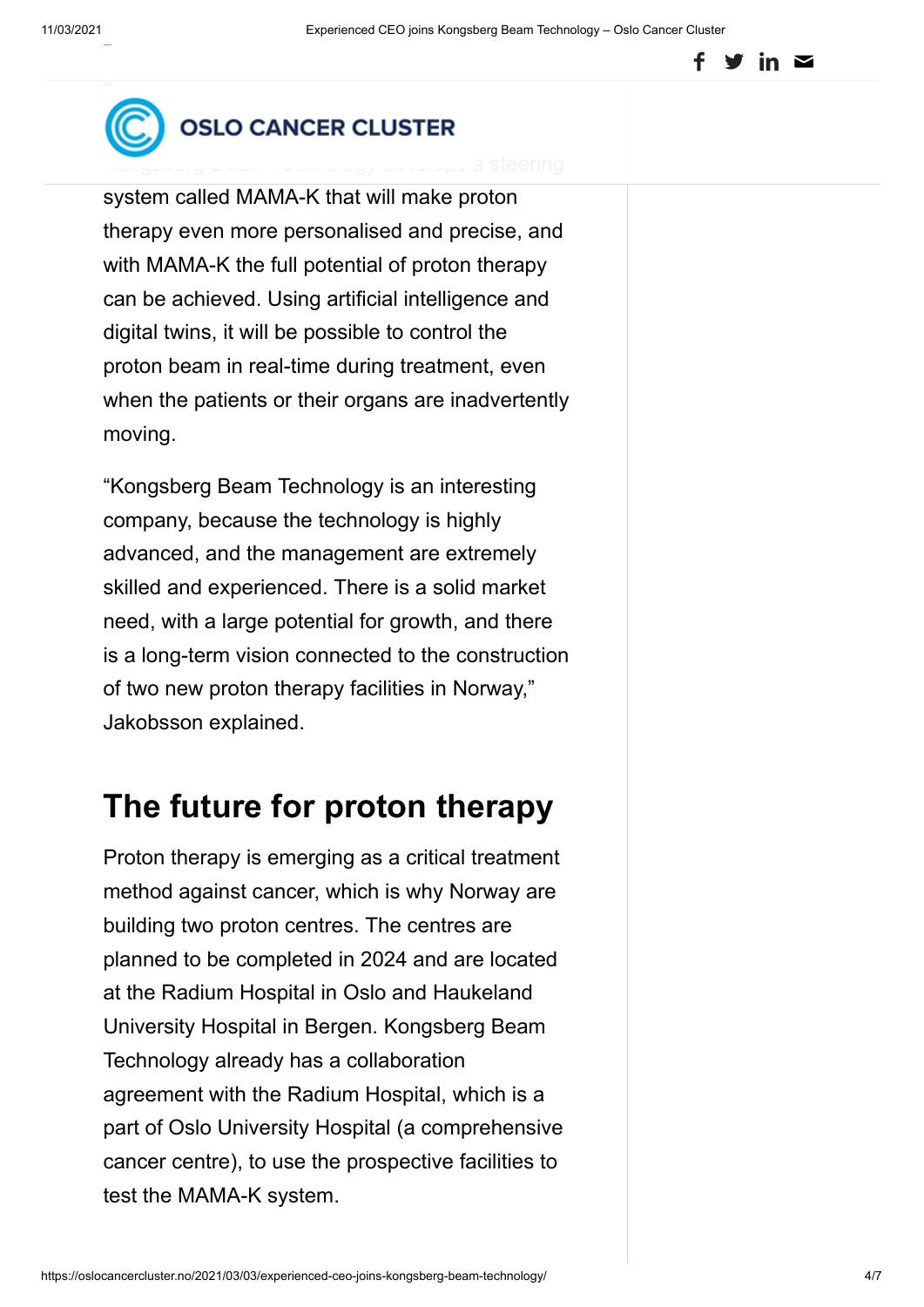Kongsberg Beam Technology develops a steering system called MAMA-K that will make proton therapy even more personalised and precise, and with MAMA-K the full potential of proton therapy can be achieved. Using artificial intelligence and digital twins, it will be possible to control the proton beam in real-time during treatment, even when the patients or their organs are inadvertently moving.

"Kongsberg Beam Technology is an interesting company, because the technology is highly advanced, and the management are extremely skilled and experienced. There is a solid market need, with a large potential for growth, and there is a long-term vision connected to the construction of two new proton therapy facilities in Norway," Jakobsson explained.

## The future for proton therapy

Proton therapy is emerging as a critical treatment method against cancer, which is why Norway are building two proton centres. The centres are planned to be completed in 2024 and are located at the Radium Hospital in Oslo and Haukeland University Hospital in Bergen. Kongsberg Beam Technology already has a collaboration agreement with the Radium Hospital, which is a part of Oslo University Hospital (a comprehensive cancer centre), to use the prospective facilities to test the MAMA-K system.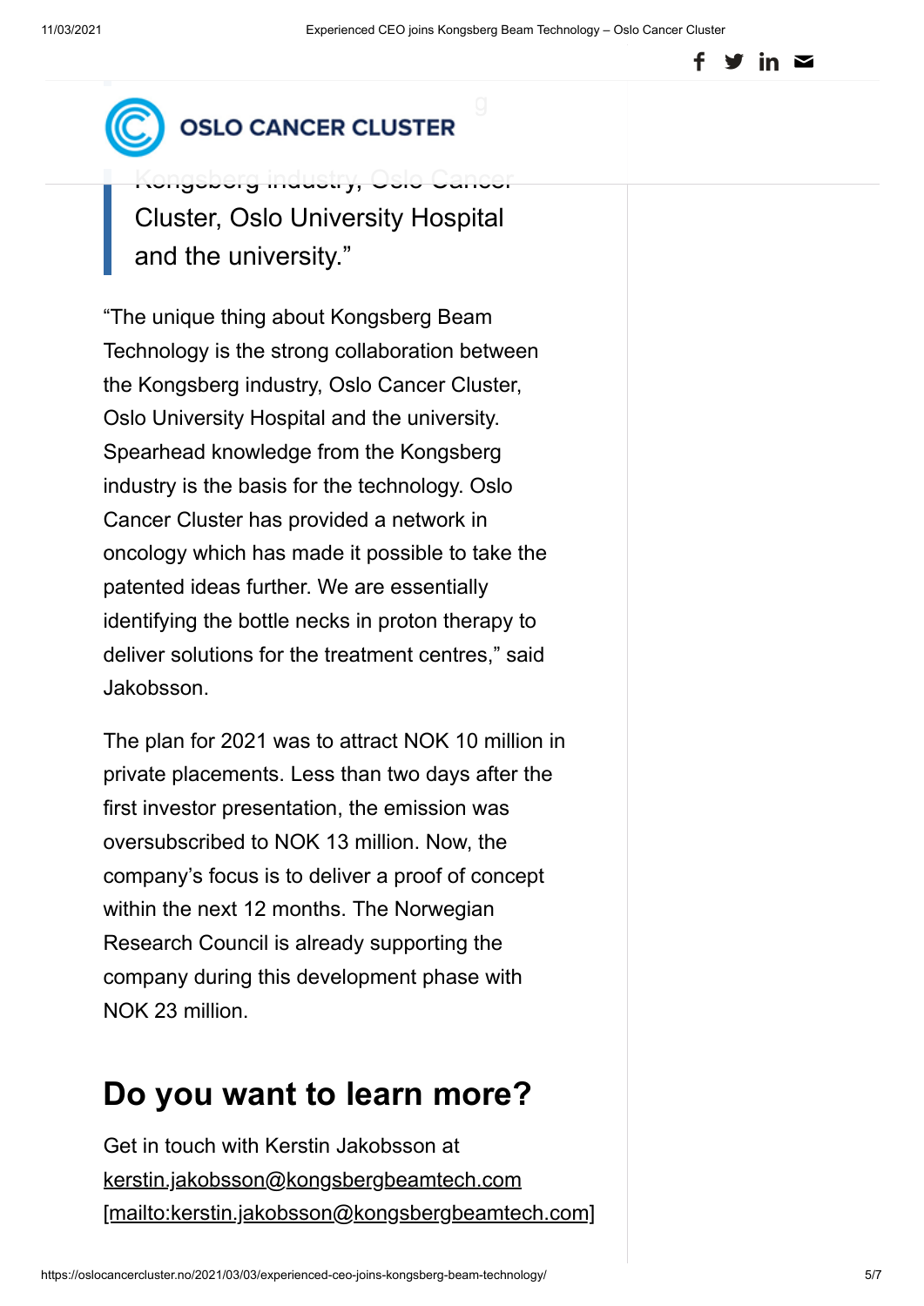Kongsberg industry, Oslo Cancer Cluster, Oslo University Hospital and the university."

"The unique thing about Kongsberg Beam Technology is the strong collaboration between the Kongsberg industry, Oslo Cancer Cluster, Oslo University Hospital and the university. Spearhead knowledge from the Kongsberg industry is the basis for the technology. Oslo Cancer Cluster has provided a network in oncology which has made it possible to take the patented ideas further. We are essentially identifying the bottle necks in proton therapy to deliver solutions for the treatment centres," said Jakobsson.

The plan for 2021 was to attract NOK 10 million in private placements. Less than two days after the first investor presentation, the emission was oversubscribed to NOK 13 million. Now, the company's focus is to deliver a proof of concept within the next 12 months. The Norwegian Research Council is already supporting the company during this development phase with NOK 23 million.

## Do you want to learn more?

Get in touch with Kerstin Jakobsson at kerstin.jakobsson@kongsbergbeamtech.com [mailto:kerstin.jakobsson@kongsbergbeamtech.com]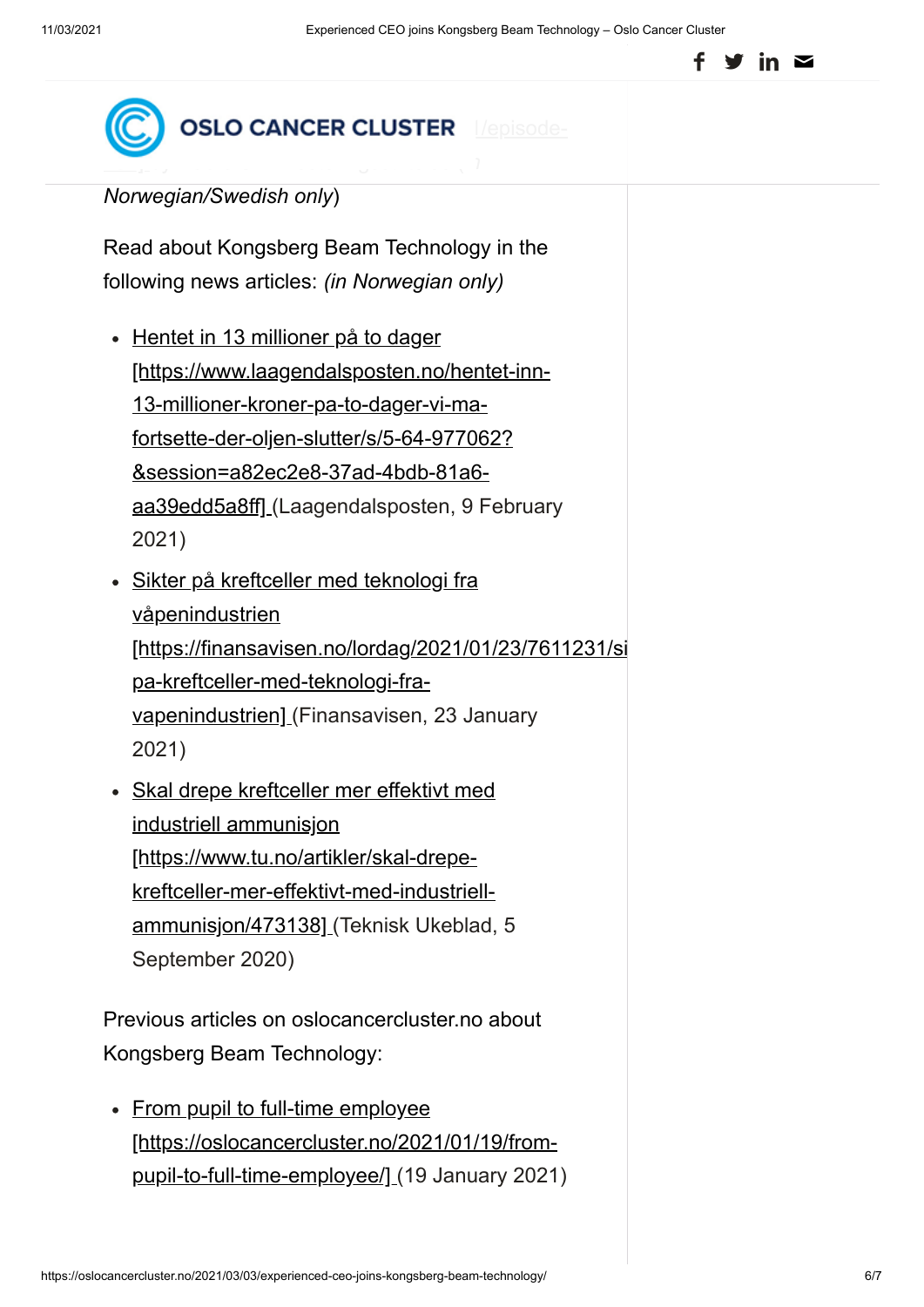Norwegian/Swedish only*)

Read about Kongsberg Beam Technology in the following news articles: *(in Norwegian only)*

- Hentet in 13 millioner på to dager [https://www.laagendalsposten.no/hentet-inn-13-millioner-kroner-pa-to-dager-vi-ma-fortsette-der-oljen-slutter/s/5-64-977062?&session=a82ec2e8-37ad-4bdb-81a6-aa39edd5a8ff] (Laagendalsposten, 9 February 2021)
- Sikter på kreftceller med teknologi fra våpenindustrien [https://finansavisen.no/lordag/2021/01/23/7611231/sikter-pa-kreftceller-med-teknologi-fra-vapenindustrien] (Finansavisen, 23 January 2021)
- Skal drepe kreftceller mer effektivt med industriell ammunisjon [https://www.tu.no/artikler/skal-drepe-kreftceller-mer-effektivt-med-industriell-ammunisjon/473138] (Teknisk Ukeblad, 5 September 2020)

Previous articles on oslocancercluster.no about Kongsberg Beam Technology:

- From pupil to full-time employee [https://oslocancercluster.no/2021/01/19/from-pupil-to-full-time-employee/] (19 January 2021)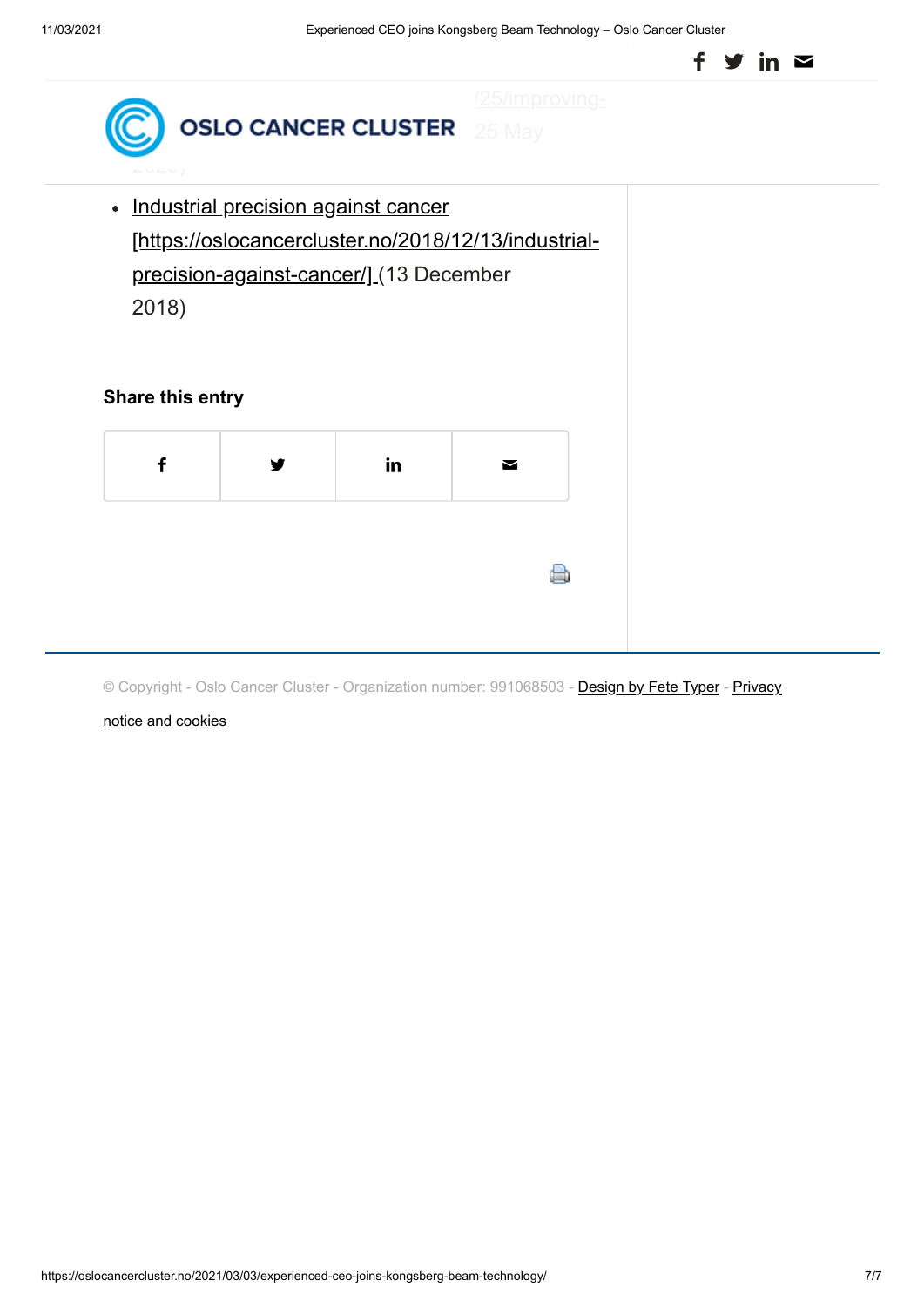- Industrial precision against cancer [https://oslocancercluster.no/2018/12/13/industrial-precision-against-cancer/] (13 December 2018)

**Share this entry**

© Copyright - Oslo Cancer Cluster - Organization number: 991068503 - Design by Fete Typer - Privacy notice and cookies